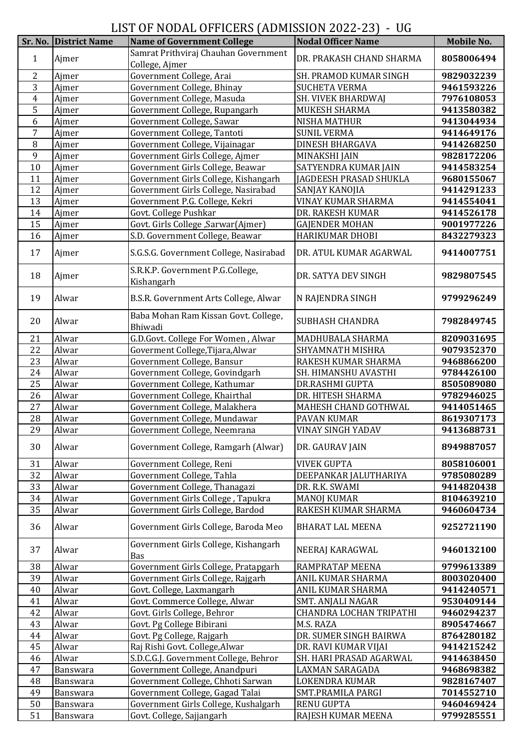# LIST OF NODAL OFFICERS (ADMISSION 2022-23) - UG

| Sr. No. | District Name | Name of Government College | Nodal Officer Name | Mobile No. |
|---|---|---|---|---|
| 1 | Ajmer | Samrat Prithviraj Chauhan Government College, Ajmer | DR. PRAKASH CHAND SHARMA | 8058006494 |
| 2 | Ajmer | Government College, Arai | SH. PRAMOD KUMAR SINGH | 9829032239 |
| 3 | Ajmer | Government College, Bhinay | SUCHETA VERMA | 9461593226 |
| 4 | Ajmer | Government College, Masuda | SH. VIVEK BHARDWAJ | 7976108053 |
| 5 | Ajmer | Government College, Rupangarh | MUKESH SHARMA | 9413580382 |
| 6 | Ajmer | Government College, Sawar | NISHA MATHUR | 9413044934 |
| 7 | Ajmer | Government College, Tantoti | SUNIL VERMA | 9414649176 |
| 8 | Ajmer | Government College, Vijainagar | DINESH BHARGAVA | 9414268250 |
| 9 | Ajmer | Government Girls College, Ajmer | MINAKSHI JAIN | 9828172206 |
| 10 | Ajmer | Government Girls College, Beawar | SATYENDRA KUMAR JAIN | 9414583254 |
| 11 | Ajmer | Government Girls College, Kishangarh | JAGDEESH PRASAD SHUKLA | 9680155067 |
| 12 | Ajmer | Government Girls College, Nasirabad | SANJAY KANOJIA | 9414291233 |
| 13 | Ajmer | Government P.G. College, Kekri | VINAY KUMAR SHARMA | 9414554041 |
| 14 | Ajmer | Govt. College Pushkar | DR. RAKESH KUMAR | 9414526178 |
| 15 | Ajmer | Govt. Girls College ,Sarwar(Ajmer) | GAJENDER MOHAN | 9001977226 |
| 16 | Ajmer | S.D. Government College, Beawar | HARIKUMAR DHOBI | 8432279323 |
| 17 | Ajmer | S.G.S.G. Government College, Nasirabad | DR. ATUL KUMAR AGARWAL | 9414007751 |
| 18 | Ajmer | S.R.K.P. Government P.G.College, Kishangarh | DR. SATYA DEV SINGH | 9829807545 |
| 19 | Alwar | B.S.R. Government Arts College, Alwar | N RAJENDRA SINGH | 9799296249 |
| 20 | Alwar | Baba Mohan Ram Kissan Govt. College, Bhiwadi | SUBHASH CHANDRA | 7982849745 |
| 21 | Alwar | G.D.Govt. College For Women , Alwar | MADHUBALA SHARMA | 8209031695 |
| 22 | Alwar | Goverment College,Tijara,Alwar | SHYAMNATH MISHRA | 9079352370 |
| 23 | Alwar | Government College, Bansur | RAKESH KUMAR SHARMA | 9468866200 |
| 24 | Alwar | Government College, Govindgarh | SH. HIMANSHU AVASTHI | 9784426100 |
| 25 | Alwar | Government College, Kathumar | DR.RASHMI GUPTA | 8505089080 |
| 26 | Alwar | Government College, Khairthal | DR. HITESH SHARMA | 9782946025 |
| 27 | Alwar | Government College, Malakhera | MAHESH CHAND GOTHWAL | 9414051465 |
| 28 | Alwar | Government College, Mundawar | PAVAN KUMAR | 8619307173 |
| 29 | Alwar | Government College, Neemrana | VINAY SINGH YADAV | 9413688731 |
| 30 | Alwar | Government College, Ramgarh (Alwar) | DR. GAURAV JAIN | 8949887057 |
| 31 | Alwar | Government College, Reni | VIVEK GUPTA | 8058106001 |
| 32 | Alwar | Government College, Tahla | DEEPANKAR JALUTHARIYA | 9785080289 |
| 33 | Alwar | Government College, Thanagazi | DR. R.K. SWAMI | 9414820438 |
| 34 | Alwar | Government Girls College , Tapukra | MANOJ KUMAR | 8104639210 |
| 35 | Alwar | Government Girls College, Bardod | RAKESH KUMAR SHARMA | 9460604734 |
| 36 | Alwar | Government Girls College, Baroda Meo | BHARAT LAL MEENA | 9252721190 |
| 37 | Alwar | Government Girls College, Kishangarh Bas | NEERAJ KARAGWAL | 9460132100 |
| 38 | Alwar | Government Girls College, Pratapgarh | RAMPRATAP MEENA | 9799613389 |
| 39 | Alwar | Government Girls College, Rajgarh | ANIL KUMAR SHARMA | 8003020400 |
| 40 | Alwar | Govt. College, Laxmangarh | ANIL KUMAR SHARMA | 9414240571 |
| 41 | Alwar | Govt. Commerce College, Alwar | SMT. ANJALI NAGAR | 9530409144 |
| 42 | Alwar | Govt. Girls College, Behror | CHANDRA LOCHAN TRIPATHI | 9460294237 |
| 43 | Alwar | Govt. Pg College Bibirani | M.S. RAZA | 8905474667 |
| 44 | Alwar | Govt. Pg College, Rajgarh | DR. SUMER SINGH BAIRWA | 8764280182 |
| 45 | Alwar | Raj Rishi Govt. College,Alwar | DR. RAVI KUMAR VIJAI | 9414215242 |
| 46 | Alwar | S.D.C.G.J. Government College, Behror | SH. HARI PRASAD AGARWAL | 9414638450 |
| 47 | Banswara | Government College, Anandpuri | LAXMAN SARAGADA | 9468698382 |
| 48 | Banswara | Government College, Chhoti Sarwan | LOKENDRA KUMAR | 9828167407 |
| 49 | Banswara | Government College, Gagad Talai | SMT.PRAMILA PARGI | 7014552710 |
| 50 | Banswara | Government Girls College, Kushalgarh | RENU GUPTA | 9460469424 |
| 51 | Banswara | Govt. College, Sajjangarh | RAJESH KUMAR MEENA | 9799285551 |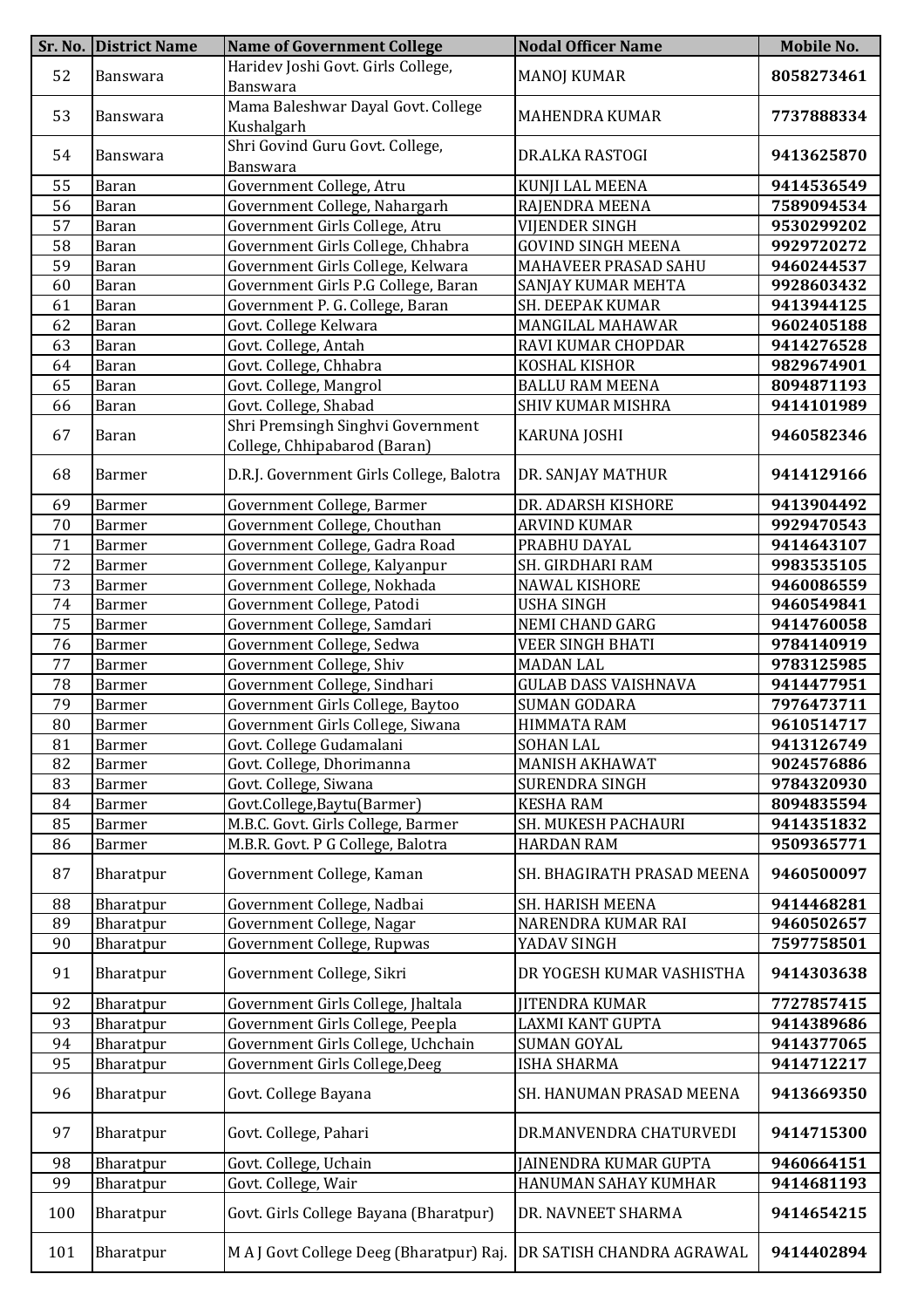| Sr. No. | District Name | Name of Government College | Nodal Officer Name | Mobile No. |
|---|---|---|---|---|
| 52 | Banswara | Haridev Joshi Govt. Girls College, Banswara | MANOJ KUMAR | **8058273461** |
| 53 | Banswara | Mama Baleshwar Dayal Govt. College Kushalgarh | MAHENDRA KUMAR | **7737888334** |
| 54 | Banswara | Shri Govind Guru Govt. College, Banswara | DR.ALKA RASTOGI | **9413625870** |
| 55 | Baran | Government College, Atru | KUNJI LAL MEENA | **9414536549** |
| 56 | Baran | Government College, Nahargarh | RAJENDRA MEENA | **7589094534** |
| 57 | Baran | Government Girls College, Atru | VIJENDER SINGH | **9530299202** |
| 58 | Baran | Government Girls College, Chhabra | GOVIND SINGH MEENA | **9929720272** |
| 59 | Baran | Government Girls College, Kelwara | MAHAVEER PRASAD SAHU | **9460244537** |
| 60 | Baran | Government Girls P.G College, Baran | SANJAY KUMAR MEHTA | **9928603432** |
| 61 | Baran | Government P. G. College, Baran | SH. DEEPAK KUMAR | **9413944125** |
| 62 | Baran | Govt. College Kelwara | MANGILAL MAHAWAR | **9602405188** |
| 63 | Baran | Govt. College, Antah | RAVI KUMAR CHOPDAR | **9414276528** |
| 64 | Baran | Govt. College, Chhabra | KOSHAL KISHOR | **9829674901** |
| 65 | Baran | Govt. College, Mangrol | BALLU RAM MEENA | **8094871193** |
| 66 | Baran | Govt. College, Shabad | SHIV KUMAR MISHRA | **9414101989** |
| 67 | Baran | Shri Premsingh Singhvi Government College, Chhipabarod (Baran) | KARUNA JOSHI | **9460582346** |
| 68 | Barmer | D.R.J. Government Girls College, Balotra | DR. SANJAY MATHUR | **9414129166** |
| 69 | Barmer | Government College, Barmer | DR. ADARSH KISHORE | **9413904492** |
| 70 | Barmer | Government College, Chouthan | ARVIND KUMAR | **9929470543** |
| 71 | Barmer | Government College, Gadra Road | PRABHU DAYAL | **9414643107** |
| 72 | Barmer | Government College, Kalyanpur | SH. GIRDHARI RAM | **9983535105** |
| 73 | Barmer | Government College, Nokhada | NAWAL KISHORE | **9460086559** |
| 74 | Barmer | Government College, Patodi | USHA SINGH | **9460549841** |
| 75 | Barmer | Government College, Samdari | NEMI CHAND GARG | **9414760058** |
| 76 | Barmer | Government College, Sedwa | VEER SINGH BHATI | **9784140919** |
| 77 | Barmer | Government College, Shiv | MADAN LAL | **9783125985** |
| 78 | Barmer | Government College, Sindhari | GULAB DASS VAISHNAVA | **9414477951** |
| 79 | Barmer | Government Girls College, Baytoo | SUMAN GODARA | **7976473711** |
| 80 | Barmer | Government Girls College, Siwana | HIMMATA RAM | **9610514717** |
| 81 | Barmer | Govt. College Gudamalani | SOHAN LAL | **9413126749** |
| 82 | Barmer | Govt. College, Dhorimanna | MANISH AKHAWAT | **9024576886** |
| 83 | Barmer | Govt. College, Siwana | SURENDRA SINGH | **9784320930** |
| 84 | Barmer | Govt.College,Baytu(Barmer) | KESHA RAM | **8094835594** |
| 85 | Barmer | M.B.C. Govt. Girls College, Barmer | SH. MUKESH PACHAURI | **9414351832** |
| 86 | Barmer | M.B.R. Govt. P G College, Balotra | HARDAN RAM | **9509365771** |
| 87 | Bharatpur | Government College, Kaman | SH. BHAGIRATH PRASAD MEENA | **9460500097** |
| 88 | Bharatpur | Government College, Nadbai | SH. HARISH MEENA | **9414468281** |
| 89 | Bharatpur | Government College, Nagar | NARENDRA KUMAR RAI | **9460502657** |
| 90 | Bharatpur | Government College, Rupwas | YADAV SINGH | **7597758501** |
| 91 | Bharatpur | Government College, Sikri | DR YOGESH KUMAR VASHISTHA | **9414303638** |
| 92 | Bharatpur | Government Girls College, Jhaltala | JITENDRA KUMAR | **7727857415** |
| 93 | Bharatpur | Government Girls College, Peepla | LAXMI KANT GUPTA | **9414389686** |
| 94 | Bharatpur | Government Girls College, Uchchain | SUMAN GOYAL | **9414377065** |
| 95 | Bharatpur | Government Girls College,Deeg | ISHA SHARMA | **9414712217** |
| 96 | Bharatpur | Govt. College Bayana | SH. HANUMAN PRASAD MEENA | **9413669350** |
| 97 | Bharatpur | Govt. College, Pahari | DR.MANVENDRA CHATURVEDI | **9414715300** |
| 98 | Bharatpur | Govt. College, Uchain | JAINENDRA KUMAR GUPTA | **9460664151** |
| 99 | Bharatpur | Govt. College, Wair | HANUMAN SAHAY KUMHAR | **9414681193** |
| 100 | Bharatpur | Govt. Girls College Bayana (Bharatpur) | DR. NAVNEET SHARMA | **9414654215** |
| 101 | Bharatpur | M A J Govt College Deeg (Bharatpur) Raj. | DR SATISH CHANDRA AGRAWAL | **9414402894** |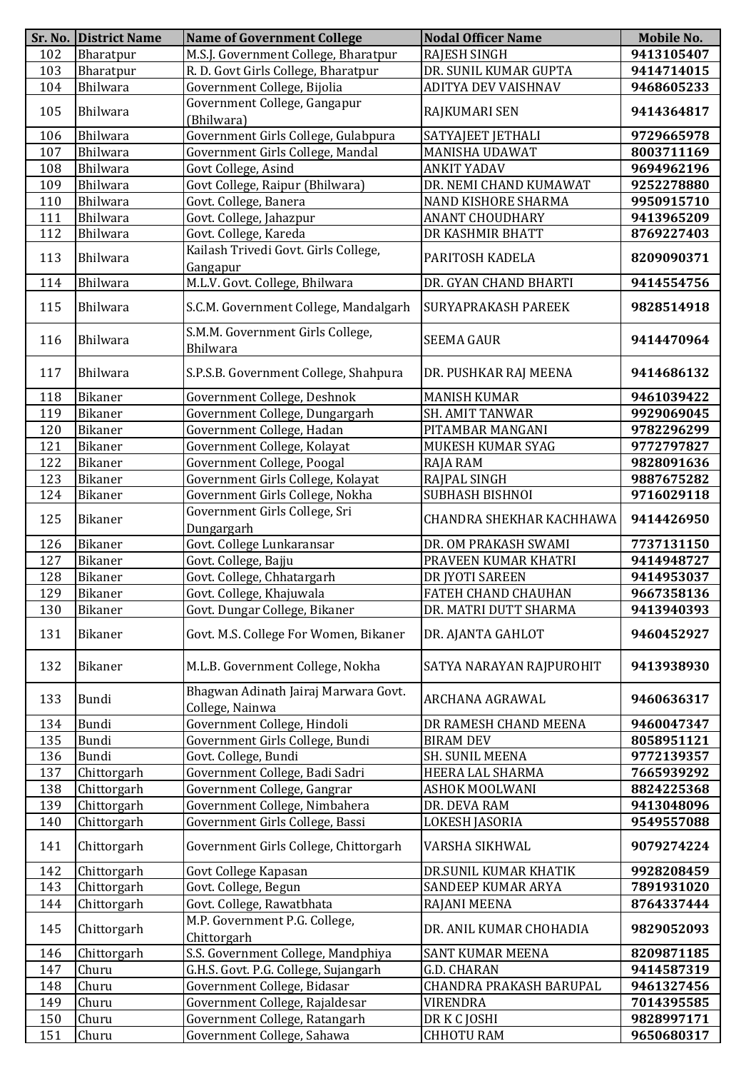| Sr. No. | District Name | Name of Government College | Nodal Officer Name | Mobile No. |
|---|---|---|---|---|
| 102 | Bharatpur | M.S.J. Government College, Bharatpur | RAJESH SINGH | **9413105407** |
| 103 | Bharatpur | R. D. Govt Girls College, Bharatpur | DR. SUNIL KUMAR GUPTA | **9414714015** |
| 104 | Bhilwara | Government College, Bijolia | ADITYA DEV VAISHNAV | **9468605233** |
| 105 | Bhilwara | Government College, Gangapur (Bhilwara) | RAJKUMARI SEN | **9414364817** |
| 106 | Bhilwara | Government Girls College, Gulabpura | SATYAJEET JETHALI | **9729665978** |
| 107 | Bhilwara | Government Girls College, Mandal | MANISHA UDAWAT | **8003711169** |
| 108 | Bhilwara | Govt College, Asind | ANKIT YADAV | **9694962196** |
| 109 | Bhilwara | Govt College, Raipur (Bhilwara) | DR. NEMI CHAND KUMAWAT | **9252278880** |
| 110 | Bhilwara | Govt. College, Banera | NAND KISHORE SHARMA | **9950915710** |
| 111 | Bhilwara | Govt. College, Jahazpur | ANANT CHOUDHARY | **9413965209** |
| 112 | Bhilwara | Govt. College, Kareda | DR KASHMIR BHATT | **8769227403** |
| 113 | Bhilwara | Kailash Trivedi Govt. Girls College, Gangapur | PARITOSH KADELA | **8209090371** |
| 114 | Bhilwara | M.L.V. Govt. College, Bhilwara | DR. GYAN CHAND BHARTI | **9414554756** |
| 115 | Bhilwara | S.C.M. Government College, Mandalgarh | SURYAPRAKASH PAREEK | **9828514918** |
| 116 | Bhilwara | S.M.M. Government Girls College, Bhilwara | SEEMA GAUR | **9414470964** |
| 117 | Bhilwara | S.P.S.B. Government College, Shahpura | DR. PUSHKAR RAJ MEENA | **9414686132** |
| 118 | Bikaner | Government College, Deshnok | MANISH KUMAR | **9461039422** |
| 119 | Bikaner | Government College, Dungargarh | SH. AMIT TANWAR | **9929069045** |
| 120 | Bikaner | Government College, Hadan | PITAMBAR MANGANI | **9782296299** |
| 121 | Bikaner | Government College, Kolayat | MUKESH KUMAR SYAG | **9772797827** |
| 122 | Bikaner | Government College, Poogal | RAJA RAM | **9828091636** |
| 123 | Bikaner | Government Girls College, Kolayat | RAJPAL SINGH | **9887675282** |
| 124 | Bikaner | Government Girls College, Nokha | SUBHASH BISHNOI | **9716029118** |
| 125 | Bikaner | Government Girls College, Sri Dungargarh | CHANDRA SHEKHAR KACHHAWA | **9414426950** |
| 126 | Bikaner | Govt. College Lunkaransar | DR. OM PRAKASH SWAMI | **7737131150** |
| 127 | Bikaner | Govt. College, Bajju | PRAVEEN KUMAR KHATRI | **9414948727** |
| 128 | Bikaner | Govt. College, Chhatargarh | DR JYOTI SAREEN | **9414953037** |
| 129 | Bikaner | Govt. College, Khajuwala | FATEH CHAND CHAUHAN | **9667358136** |
| 130 | Bikaner | Govt. Dungar College, Bikaner | DR. MATRI DUTT SHARMA | **9413940393** |
| 131 | Bikaner | Govt. M.S. College For Women, Bikaner | DR. AJANTA GAHLOT | **9460452927** |
| 132 | Bikaner | M.L.B. Government College, Nokha | SATYA NARAYAN RAJPUROHIT | **9413938930** |
| 133 | Bundi | Bhagwan Adinath Jairaj Marwara Govt. College, Nainwa | ARCHANA AGRAWAL | **9460636317** |
| 134 | Bundi | Government College, Hindoli | DR RAMESH CHAND MEENA | **9460047347** |
| 135 | Bundi | Government Girls College, Bundi | BIRAM DEV | **8058951121** |
| 136 | Bundi | Govt. College, Bundi | SH. SUNIL MEENA | **9772139357** |
| 137 | Chittorgarh | Government College, Badi Sadri | HEERA LAL SHARMA | **7665939292** |
| 138 | Chittorgarh | Government College, Gangrar | ASHOK MOOLWANI | **8824225368** |
| 139 | Chittorgarh | Government College, Nimbahera | DR. DEVA RAM | **9413048096** |
| 140 | Chittorgarh | Government Girls College, Bassi | LOKESH JASORIA | **9549557088** |
| 141 | Chittorgarh | Government Girls College, Chittorgarh | VARSHA SIKHWAL | **9079274224** |
| 142 | Chittorgarh | Govt College Kapasan | DR.SUNIL KUMAR KHATIK | **9928208459** |
| 143 | Chittorgarh | Govt. College, Begun | SANDEEP KUMAR ARYA | **7891931020** |
| 144 | Chittorgarh | Govt. College, Rawatbhata | RAJANI MEENA | **8764337444** |
| 145 | Chittorgarh | M.P. Government P.G. College, Chittorgarh | DR. ANIL KUMAR CHOHADIA | **9829052093** |
| 146 | Chittorgarh | S.S. Government College, Mandphiya | SANT KUMAR MEENA | **8209871185** |
| 147 | Churu | G.H.S. Govt. P.G. College, Sujangarh | G.D. CHARAN | **9414587319** |
| 148 | Churu | Government College, Bidasar | CHANDRA PRAKASH BARUPAL | **9461327456** |
| 149 | Churu | Government College, Rajaldesar | VIRENDRA | **7014395585** |
| 150 | Churu | Government College, Ratangarh | DR K C JOSHI | **9828997171** |
| 151 | Churu | Government College, Sahawa | CHHOTU RAM | **9650680317** |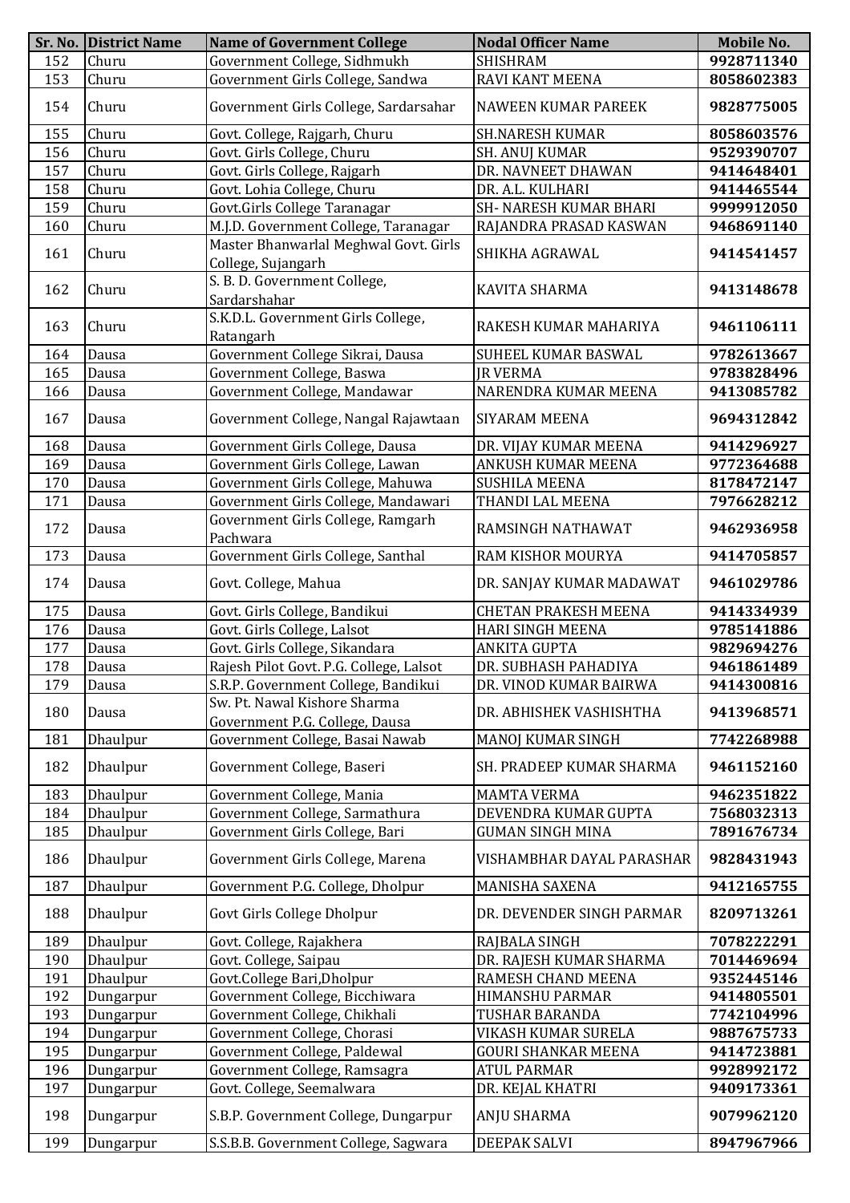| Sr. No. | District Name | Name of Government College | Nodal Officer Name | Mobile No. |
|---|---|---|---|---|
| 152 | Churu | Government College, Sidhmukh | SHISHRAM | 9928711340 |
| 153 | Churu | Government Girls College, Sandwa | RAVI KANT MEENA | 8058602383 |
| 154 | Churu | Government Girls College, Sardarsahar | NAWEEN KUMAR PAREEK | 9828775005 |
| 155 | Churu | Govt. College, Rajgarh, Churu | SH.NARESH KUMAR | 8058603576 |
| 156 | Churu | Govt. Girls College, Churu | SH. ANUJ KUMAR | 9529390707 |
| 157 | Churu | Govt. Girls College, Rajgarh | DR. NAVNEET DHAWAN | 9414648401 |
| 158 | Churu | Govt. Lohia College, Churu | DR. A.L. KULHARI | 9414465544 |
| 159 | Churu | Govt.Girls College Taranagar | SH- NARESH KUMAR BHARI | 9999912050 |
| 160 | Churu | M.J.D. Government College, Taranagar | RAJANDRA PRASAD KASWAN | 9468691140 |
| 161 | Churu | Master Bhanwarlal Meghwal Govt. Girls College, Sujangarh | SHIKHA AGRAWAL | 9414541457 |
| 162 | Churu | S. B. D. Government College, Sardarshahar | KAVITA SHARMA | 9413148678 |
| 163 | Churu | S.K.D.L. Government Girls College, Ratangarh | RAKESH KUMAR MAHARIYA | 9461106111 |
| 164 | Dausa | Government College Sikrai, Dausa | SUHEEL KUMAR BASWAL | 9782613667 |
| 165 | Dausa | Government College, Baswa | JR VERMA | 9783828496 |
| 166 | Dausa | Government College, Mandawar | NARENDRA KUMAR MEENA | 9413085782 |
| 167 | Dausa | Government College, Nangal Rajawtaan | SIYARAM MEENA | 9694312842 |
| 168 | Dausa | Government Girls College, Dausa | DR. VIJAY KUMAR MEENA | 9414296927 |
| 169 | Dausa | Government Girls College, Lawan | ANKUSH KUMAR MEENA | 9772364688 |
| 170 | Dausa | Government Girls College, Mahuwa | SUSHILA MEENA | 8178472147 |
| 171 | Dausa | Government Girls College, Mandawari | THANDI LAL MEENA | 7976628212 |
| 172 | Dausa | Government Girls College, Ramgarh Pachwara | RAMSINGH NATHAWAT | 9462936958 |
| 173 | Dausa | Government Girls College, Santhal | RAM KISHOR MOURYA | 9414705857 |
| 174 | Dausa | Govt. College, Mahua | DR. SANJAY KUMAR MADAWAT | 9461029786 |
| 175 | Dausa | Govt. Girls College, Bandikui | CHETAN PRAKESH MEENA | 9414334939 |
| 176 | Dausa | Govt. Girls College, Lalsot | HARI SINGH MEENA | 9785141886 |
| 177 | Dausa | Govt. Girls College, Sikandara | ANKITA GUPTA | 9829694276 |
| 178 | Dausa | Rajesh Pilot Govt. P.G. College, Lalsot | DR. SUBHASH PAHADIYA | 9461861489 |
| 179 | Dausa | S.R.P. Government College, Bandikui | DR. VINOD KUMAR BAIRWA | 9414300816 |
| 180 | Dausa | Sw. Pt. Nawal Kishore Sharma Government P.G. College, Dausa | DR. ABHISHEK VASHISHTHA | 9413968571 |
| 181 | Dhaulpur | Government College, Basai Nawab | MANOJ KUMAR SINGH | 7742268988 |
| 182 | Dhaulpur | Government College, Baseri | SH. PRADEEP KUMAR SHARMA | 9461152160 |
| 183 | Dhaulpur | Government College, Mania | MAMTA VERMA | 9462351822 |
| 184 | Dhaulpur | Government College, Sarmathura | DEVENDRA KUMAR GUPTA | 7568032313 |
| 185 | Dhaulpur | Government Girls College, Bari | GUMAN SINGH MINA | 7891676734 |
| 186 | Dhaulpur | Government Girls College, Marena | VISHAMBHAR DAYAL PARASHAR | 9828431943 |
| 187 | Dhaulpur | Government P.G. College, Dholpur | MANISHA SAXENA | 9412165755 |
| 188 | Dhaulpur | Govt Girls College Dholpur | DR. DEVENDER SINGH PARMAR | 8209713261 |
| 189 | Dhaulpur | Govt. College, Rajakhera | RAJBALA SINGH | 7078222291 |
| 190 | Dhaulpur | Govt. College, Saipau | DR. RAJESH KUMAR SHARMA | 7014469694 |
| 191 | Dhaulpur | Govt.College Bari,Dholpur | RAMESH CHAND MEENA | 9352445146 |
| 192 | Dungarpur | Government College, Bicchiwara | HIMANSHU PARMAR | 9414805501 |
| 193 | Dungarpur | Government College, Chikhali | TUSHAR BARANDA | 7742104996 |
| 194 | Dungarpur | Government College, Chorasi | VIKASH KUMAR SURELA | 9887675733 |
| 195 | Dungarpur | Government College, Paldewal | GOURI SHANKAR MEENA | 9414723881 |
| 196 | Dungarpur | Government College, Ramsagra | ATUL PARMAR | 9928992172 |
| 197 | Dungarpur | Govt. College, Seemalwara | DR. KEJAL KHATRI | 9409173361 |
| 198 | Dungarpur | S.B.P. Government College, Dungarpur | ANJU SHARMA | 9079962120 |
| 199 | Dungarpur | S.S.B.B. Government College, Sagwara | DEEPAK SALVI | 8947967966 |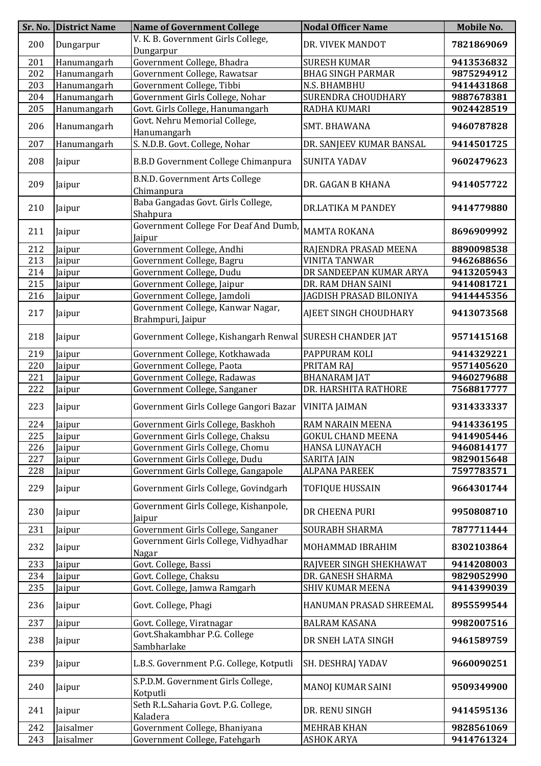| Sr. No. | District Name | Name of Government College | Nodal Officer Name | Mobile No. |
|---|---|---|---|---|
| 200 | Dungarpur | V. K. B. Government Girls College, Dungarpur | DR. VIVEK MANDOT | **7821869069** |
| 201 | Hanumangarh | Government College, Bhadra | SURESH KUMAR | **9413536832** |
| 202 | Hanumangarh | Government College, Rawatsar | BHAG SINGH PARMAR | **9875294912** |
| 203 | Hanumangarh | Government College, Tibbi | N.S. BHAMBHU | **9414431868** |
| 204 | Hanumangarh | Government Girls College, Nohar | SURENDRA CHOUDHARY | **9887678381** |
| 205 | Hanumangarh | Govt. Girls College, Hanumangarh | RADHA KUMARI | **9024428519** |
| 206 | Hanumangarh | Govt. Nehru Memorial College, Hanumangarh | SMT. BHAWANA | **9460787828** |
| 207 | Hanumangarh | S. N.D.B. Govt. College, Nohar | DR. SANJEEV KUMAR BANSAL | **9414501725** |
| 208 | Jaipur | B.B.D Government College Chimanpura | SUNITA YADAV | **9602479623** |
| 209 | Jaipur | B.N.D. Government Arts College Chimanpura | DR. GAGAN B KHANA | **9414057722** |
| 210 | Jaipur | Baba Gangadas Govt. Girls College, Shahpura | DR.LATIKA M PANDEY | **9414779880** |
| 211 | Jaipur | Government College For Deaf And Dumb, Jaipur | MAMTA ROKANA | **8696909992** |
| 212 | Jaipur | Government College, Andhi | RAJENDRA PRASAD MEENA | **8890098538** |
| 213 | Jaipur | Government College, Bagru | VINITA TANWAR | **9462688656** |
| 214 | Jaipur | Government College, Dudu | DR SANDEEPAN KUMAR ARYA | **9413205943** |
| 215 | Jaipur | Government College, Jaipur | DR. RAM DHAN SAINI | **9414081721** |
| 216 | Jaipur | Government College, Jamdoli | JAGDISH PRASAD BILONIYA | **9414445356** |
| 217 | Jaipur | Government College, Kanwar Nagar, Brahmpuri, Jaipur | AJEET SINGH CHOUDHARY | **9413073568** |
| 218 | Jaipur | Government College, Kishangarh Renwal | SURESH CHANDER JAT | **9571415168** |
| 219 | Jaipur | Government College, Kotkhawada | PAPPURAM KOLI | **9414329221** |
| 220 | Jaipur | Government College, Paota | PRITAM RAJ | **9571405620** |
| 221 | Jaipur | Government College, Radawas | BHANARAM JAT | **9460279688** |
| 222 | Jaipur | Government College, Sanganer | DR. HARSHITA RATHORE | **7568817777** |
| 223 | Jaipur | Government Girls College Gangori Bazar | VINITA JAIMAN | **9314333337** |
| 224 | Jaipur | Government Girls College, Baskhoh | RAM NARAIN MEENA | **9414336195** |
| 225 | Jaipur | Government Girls College, Chaksu | GOKUL CHAND MEENA | **9414905446** |
| 226 | Jaipur | Government Girls College, Chomu | HANSA LUNAYACH | **9460814177** |
| 227 | Jaipur | Government Girls College, Dudu | SARITA JAIN | **9829015648** |
| 228 | Jaipur | Government Girls College, Gangapole | ALPANA PAREEK | **7597783571** |
| 229 | Jaipur | Government Girls College, Govindgarh | TOFIQUE HUSSAIN | **9664301744** |
| 230 | Jaipur | Government Girls College, Kishanpole, Jaipur | DR CHEENA PURI | **9950808710** |
| 231 | Jaipur | Government Girls College, Sanganer | SOURABH SHARMA | **7877711444** |
| 232 | Jaipur | Government Girls College, Vidhyadhar Nagar | MOHAMMAD IBRAHIM | **8302103864** |
| 233 | Jaipur | Govt. College, Bassi | RAJVEER SINGH SHEKHAWAT | **9414208003** |
| 234 | Jaipur | Govt. College, Chaksu | DR. GANESH SHARMA | **9829052990** |
| 235 | Jaipur | Govt. College, Jamwa Ramgarh | SHIV KUMAR MEENA | **9414399039** |
| 236 | Jaipur | Govt. College, Phagi | HANUMAN PRASAD SHREEMAL | **8955599544** |
| 237 | Jaipur | Govt. College, Viratnagar | BALRAM KASANA | **9982007516** |
| 238 | Jaipur | Govt.Shakambhar P.G. College Sambharlake | DR SNEH LATA SINGH | **9461589759** |
| 239 | Jaipur | L.B.S. Government P.G. College, Kotputli | SH. DESHRAJ YADAV | **9660090251** |
| 240 | Jaipur | S.P.D.M. Government Girls College, Kotputli | MANOJ KUMAR SAINI | **9509349900** |
| 241 | Jaipur | Seth R.L.Saharia Govt. P.G. College, Kaladera | DR. RENU SINGH | **9414595136** |
| 242 | Jaisalmer | Government College, Bhaniyana | MEHRAB KHAN | **9828561069** |
| 243 | Jaisalmer | Government College, Fatehgarh | ASHOK ARYA | **9414761324** |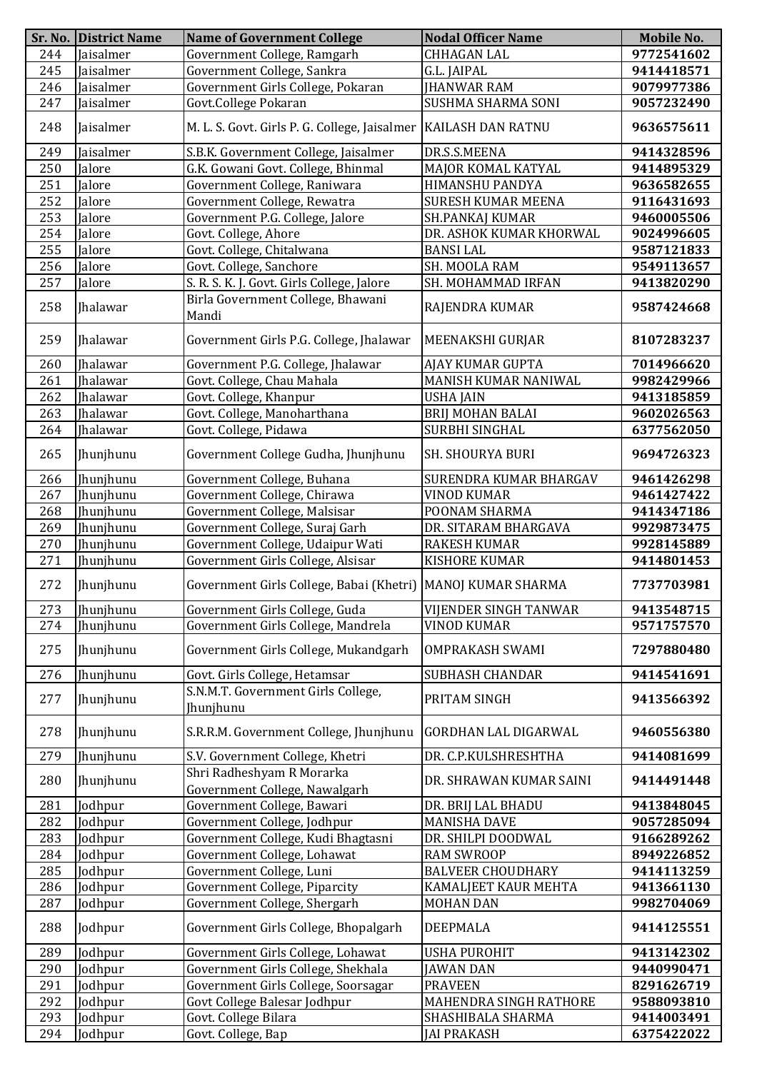| Sr. No. | District Name | Name of Government College | Nodal Officer Name | Mobile No. |
|---|---|---|---|---|
| 244 | Jaisalmer | Government College, Ramgarh | CHHAGAN LAL | 9772541602 |
| 245 | Jaisalmer | Government College, Sankra | G.L. JAIPAL | 9414418571 |
| 246 | Jaisalmer | Government Girls College, Pokaran | JHANWAR RAM | 9079977386 |
| 247 | Jaisalmer | Govt.College Pokaran | SUSHMA SHARMA SONI | 9057232490 |
| 248 | Jaisalmer | M. L. S. Govt. Girls P. G. College, Jaisalmer | KAILASH DAN RATNU | 9636575611 |
| 249 | Jaisalmer | S.B.K. Government College, Jaisalmer | DR.S.S.MEENA | 9414328596 |
| 250 | Jalore | G.K. Gowani Govt. College, Bhinmal | MAJOR KOMAL KATYAL | 9414895329 |
| 251 | Jalore | Government College, Raniwara | HIMANSHU PANDYA | 9636582655 |
| 252 | Jalore | Government College, Rewatra | SURESH KUMAR MEENA | 9116431693 |
| 253 | Jalore | Government P.G. College, Jalore | SH.PANKAJ KUMAR | 9460005506 |
| 254 | Jalore | Govt. College, Ahore | DR. ASHOK KUMAR KHORWAL | 9024996605 |
| 255 | Jalore | Govt. College, Chitalwana | BANSI LAL | 9587121833 |
| 256 | Jalore | Govt. College, Sanchore | SH. MOOLA RAM | 9549113657 |
| 257 | Jalore | S. R. S. K. J. Govt. Girls College, Jalore | SH. MOHAMMAD IRFAN | 9413820290 |
| 258 | Jhalawar | Birla Government College, Bhawani Mandi | RAJENDRA KUMAR | 9587424668 |
| 259 | Jhalawar | Government Girls P.G. College, Jhalawar | MEENAKSHI GURJAR | 8107283237 |
| 260 | Jhalawar | Government P.G. College, Jhalawar | AJAY KUMAR GUPTA | 7014966620 |
| 261 | Jhalawar | Govt. College, Chau Mahala | MANISH KUMAR NANIWAL | 9982429966 |
| 262 | Jhalawar | Govt. College, Khanpur | USHA JAIN | 9413185859 |
| 263 | Jhalawar | Govt. College, Manoharthana | BRIJ MOHAN BALAI | 9602026563 |
| 264 | Jhalawar | Govt. College, Pidawa | SURBHI SINGHAL | 6377562050 |
| 265 | Jhunjhunu | Government College Gudha, Jhunjhunu | SH. SHOURYA BURI | 9694726323 |
| 266 | Jhunjhunu | Government College, Buhana | SURENDRA KUMAR BHARGAV | 9461426298 |
| 267 | Jhunjhunu | Government College, Chirawa | VINOD KUMAR | 9461427422 |
| 268 | Jhunjhunu | Government College, Malsisar | POONAM SHARMA | 9414347186 |
| 269 | Jhunjhunu | Government College, Suraj Garh | DR. SITARAM BHARGAVA | 9929873475 |
| 270 | Jhunjhunu | Government College, Udaipur Wati | RAKESH KUMAR | 9928145889 |
| 271 | Jhunjhunu | Government Girls College, Alsisar | KISHORE KUMAR | 9414801453 |
| 272 | Jhunjhunu | Government Girls College, Babai (Khetri) | MANOJ KUMAR SHARMA | 7737703981 |
| 273 | Jhunjhunu | Government Girls College, Guda | VIJENDER SINGH TANWAR | 9413548715 |
| 274 | Jhunjhunu | Government Girls College, Mandrela | VINOD KUMAR | 9571757570 |
| 275 | Jhunjhunu | Government Girls College, Mukandgarh | OMPRAKASH SWAMI | 7297880480 |
| 276 | Jhunjhunu | Govt. Girls College, Hetamsar | SUBHASH CHANDAR | 9414541691 |
| 277 | Jhunjhunu | S.N.M.T. Government Girls College, Jhunjhunu | PRITAM SINGH | 9413566392 |
| 278 | Jhunjhunu | S.R.R.M. Government College, Jhunjhunu | GORDHAN LAL DIGARWAL | 9460556380 |
| 279 | Jhunjhunu | S.V. Government College, Khetri | DR. C.P.KULSHRESHTHA | 9414081699 |
| 280 | Jhunjhunu | Shri Radheshyam R Morarka Government College, Nawalgarh | DR. SHRAWAN KUMAR SAINI | 9414491448 |
| 281 | Jodhpur | Government College, Bawari | DR. BRIJ LAL BHADU | 9413848045 |
| 282 | Jodhpur | Government College, Jodhpur | MANISHA DAVE | 9057285094 |
| 283 | Jodhpur | Government College, Kudi Bhagtasni | DR. SHILPI DOODWAL | 9166289262 |
| 284 | Jodhpur | Government College, Lohawat | RAM SWROOP | 8949226852 |
| 285 | Jodhpur | Government College, Luni | BALVEER CHOUDHARY | 9414113259 |
| 286 | Jodhpur | Government College, Piparcity | KAMALJEET KAUR MEHTA | 9413661130 |
| 287 | Jodhpur | Government College, Shergarh | MOHAN DAN | 9982704069 |
| 288 | Jodhpur | Government Girls College, Bhopalgarh | DEEPMALA | 9414125551 |
| 289 | Jodhpur | Government Girls College, Lohawat | USHA PUROHIT | 9413142302 |
| 290 | Jodhpur | Government Girls College, Shekhala | JAWAN DAN | 9440990471 |
| 291 | Jodhpur | Government Girls College, Soorsagar | PRAVEEN | 8291626719 |
| 292 | Jodhpur | Govt College Balesar Jodhpur | MAHENDRA SINGH RATHORE | 9588093810 |
| 293 | Jodhpur | Govt. College Bilara | SHASHIBALA SHARMA | 9414003491 |
| 294 | Jodhpur | Govt. College, Bap | JAI PRAKASH | 6375422022 |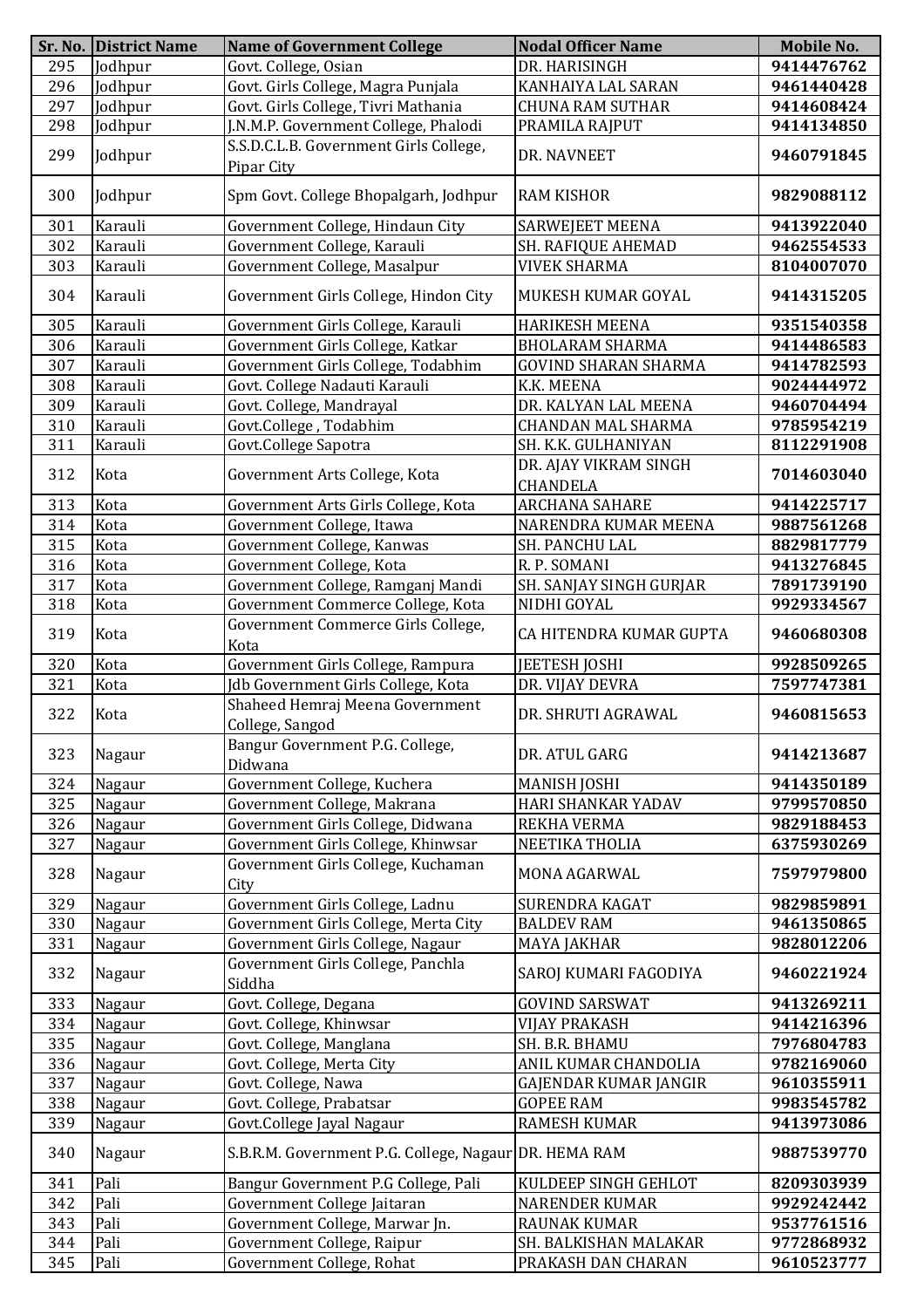| Sr. No. | District Name | Name of Government College | Nodal Officer Name | Mobile No. |
|---|---|---|---|---|
| 295 | Jodhpur | Govt. College, Osian | DR. HARISINGH | 9414476762 |
| 296 | Jodhpur | Govt. Girls College, Magra Punjala | KANHAIYA LAL SARAN | 9461440428 |
| 297 | Jodhpur | Govt. Girls College, Tivri Mathania | CHUNA RAM SUTHAR | 9414608424 |
| 298 | Jodhpur | J.N.M.P. Government College, Phalodi | PRAMILA RAJPUT | 9414134850 |
| 299 | Jodhpur | S.S.D.C.L.B. Government Girls College, Pipar City | DR. NAVNEET | 9460791845 |
| 300 | Jodhpur | Spm Govt. College Bhopalgarh, Jodhpur | RAM KISHOR | 9829088112 |
| 301 | Karauli | Government College, Hindaun City | SARWEJEET MEENA | 9413922040 |
| 302 | Karauli | Government College, Karauli | SH. RAFIQUE AHEMAD | 9462554533 |
| 303 | Karauli | Government College, Masalpur | VIVEK SHARMA | 8104007070 |
| 304 | Karauli | Government Girls College, Hindon City | MUKESH KUMAR GOYAL | 9414315205 |
| 305 | Karauli | Government Girls College, Karauli | HARIKESH MEENA | 9351540358 |
| 306 | Karauli | Government Girls College, Katkar | BHOLARAM SHARMA | 9414486583 |
| 307 | Karauli | Government Girls College, Todabhim | GOVIND SHARAN SHARMA | 9414782593 |
| 308 | Karauli | Govt. College Nadauti Karauli | K.K. MEENA | 9024444972 |
| 309 | Karauli | Govt. College, Mandrayal | DR. KALYAN LAL MEENA | 9460704494 |
| 310 | Karauli | Govt.College , Todabhim | CHANDAN MAL SHARMA | 9785954219 |
| 311 | Karauli | Govt.College Sapotra | SH. K.K. GULHANIYAN | 8112291908 |
| 312 | Kota | Government Arts College, Kota | DR. AJAY VIKRAM SINGH CHANDELA | 7014603040 |
| 313 | Kota | Government Arts Girls College, Kota | ARCHANA SAHARE | 9414225717 |
| 314 | Kota | Government College, Itawa | NARENDRA KUMAR MEENA | 9887561268 |
| 315 | Kota | Government College, Kanwas | SH. PANCHU LAL | 8829817779 |
| 316 | Kota | Government College, Kota | R. P. SOMANI | 9413276845 |
| 317 | Kota | Government College, Ramganj Mandi | SH. SANJAY SINGH GURJAR | 7891739190 |
| 318 | Kota | Government Commerce College, Kota | NIDHI GOYAL | 9929334567 |
| 319 | Kota | Government Commerce Girls College, Kota | CA HITENDRA KUMAR GUPTA | 9460680308 |
| 320 | Kota | Government Girls College, Rampura | JEETESH JOSHI | 9928509265 |
| 321 | Kota | Jdb Government Girls College, Kota | DR. VIJAY DEVRA | 7597747381 |
| 322 | Kota | Shaheed Hemraj Meena Government College, Sangod | DR. SHRUTI AGRAWAL | 9460815653 |
| 323 | Nagaur | Bangur Government P.G. College, Didwana | DR. ATUL GARG | 9414213687 |
| 324 | Nagaur | Government College, Kuchera | MANISH JOSHI | 9414350189 |
| 325 | Nagaur | Government College, Makrana | HARI SHANKAR YADAV | 9799570850 |
| 326 | Nagaur | Government Girls College, Didwana | REKHA VERMA | 9829188453 |
| 327 | Nagaur | Government Girls College, Khinwsar | NEETIKA THOLIA | 6375930269 |
| 328 | Nagaur | Government Girls College, Kuchaman City | MONA AGARWAL | 7597979800 |
| 329 | Nagaur | Government Girls College, Ladnu | SURENDRA KAGAT | 9829859891 |
| 330 | Nagaur | Government Girls College, Merta City | BALDEV RAM | 9461350865 |
| 331 | Nagaur | Government Girls College, Nagaur | MAYA JAKHAR | 9828012206 |
| 332 | Nagaur | Government Girls College, Panchla Siddha | SAROJ KUMARI FAGODIYA | 9460221924 |
| 333 | Nagaur | Govt. College, Degana | GOVIND SARSWAT | 9413269211 |
| 334 | Nagaur | Govt. College, Khinwsar | VIJAY PRAKASH | 9414216396 |
| 335 | Nagaur | Govt. College, Manglana | SH. B.R. BHAMU | 7976804783 |
| 336 | Nagaur | Govt. College, Merta City | ANIL KUMAR CHANDOLIA | 9782169060 |
| 337 | Nagaur | Govt. College, Nawa | GAJENDAR KUMAR JANGIR | 9610355911 |
| 338 | Nagaur | Govt. College, Prabatsar | GOPEE RAM | 9983545782 |
| 339 | Nagaur | Govt.College Jayal Nagaur | RAMESH KUMAR | 9413973086 |
| 340 | Nagaur | S.B.R.M. Government P.G. College, Nagaur | DR. HEMA RAM | 9887539770 |
| 341 | Pali | Bangur Government P.G College, Pali | KULDEEP SINGH GEHLOT | 8209303939 |
| 342 | Pali | Government College Jaitaran | NARENDER KUMAR | 9929242442 |
| 343 | Pali | Government College, Marwar Jn. | RAUNAK KUMAR | 9537761516 |
| 344 | Pali | Government College, Raipur | SH. BALKISHAN MALAKAR | 9772868932 |
| 345 | Pali | Government College, Rohat | PRAKASH DAN CHARAN | 9610523777 |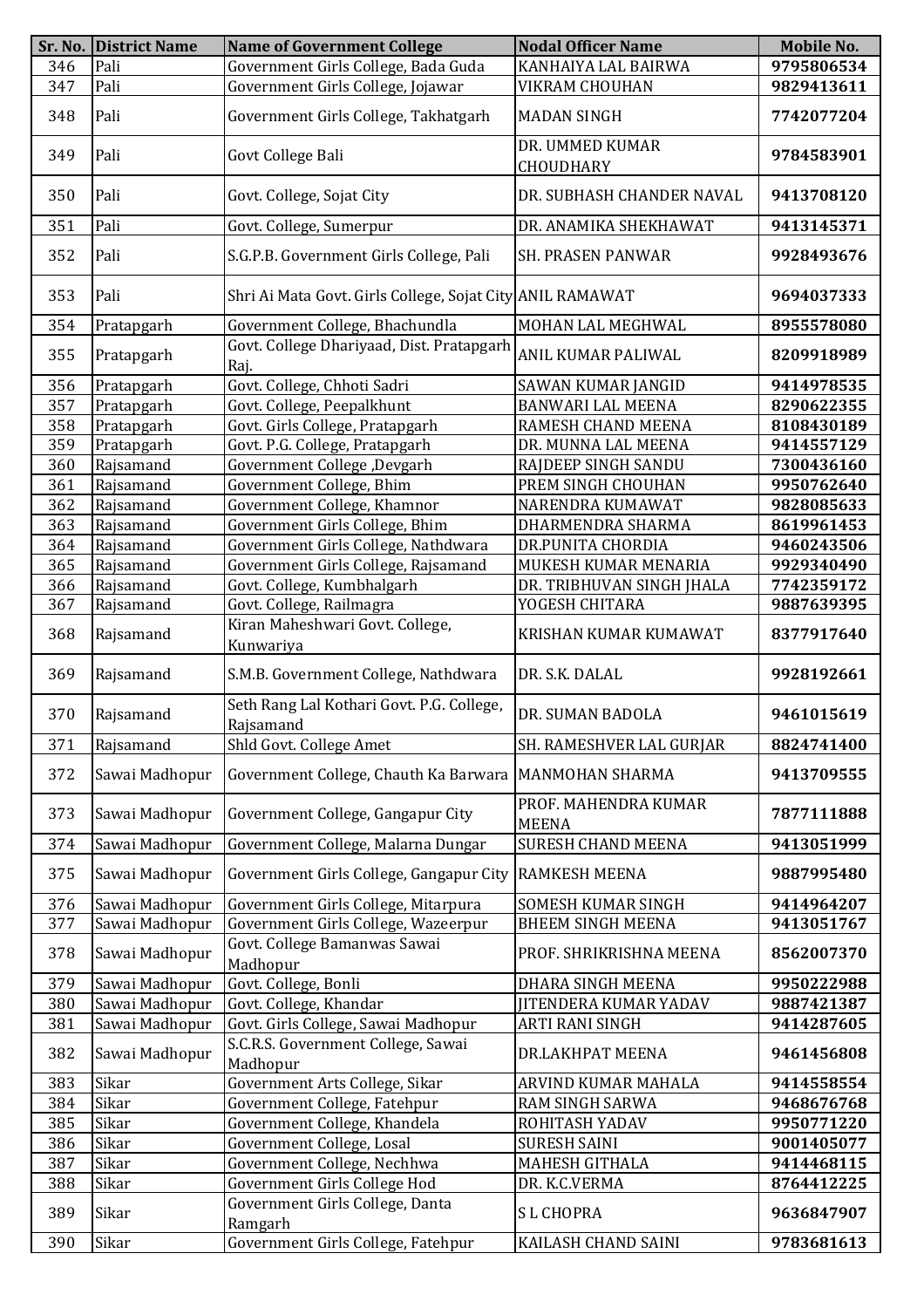| Sr. No. | District Name | Name of Government College | Nodal Officer Name | Mobile No. |
|---|---|---|---|---|
| 346 | Pali | Government Girls College, Bada Guda | KANHAIYA LAL BAIRWA | 9795806534 |
| 347 | Pali | Government Girls College, Jojawar | VIKRAM CHOUHAN | 9829413611 |
| 348 | Pali | Government Girls College, Takhatgarh | MADAN SINGH | 7742077204 |
| 349 | Pali | Govt College Bali | DR. UMMED KUMAR CHOUDHARY | 9784583901 |
| 350 | Pali | Govt. College, Sojat City | DR. SUBHASH CHANDER NAVAL | 9413708120 |
| 351 | Pali | Govt. College, Sumerpur | DR. ANAMIKA SHEKHAWAT | 9413145371 |
| 352 | Pali | S.G.P.B. Government Girls College, Pali | SH. PRASEN PANWAR | 9928493676 |
| 353 | Pali | Shri Ai Mata Govt. Girls College, Sojat City | ANIL RAMAWAT | 9694037333 |
| 354 | Pratapgarh | Government College, Bhachundla | MOHAN LAL MEGHWAL | 8955578080 |
| 355 | Pratapgarh | Govt. College Dhariyaad, Dist. Pratapgarh Raj. | ANIL KUMAR PALIWAL | 8209918989 |
| 356 | Pratapgarh | Govt. College, Chhoti Sadri | SAWAN KUMAR JANGID | 9414978535 |
| 357 | Pratapgarh | Govt. College, Peepalkhunt | BANWARI LAL MEENA | 8290622355 |
| 358 | Pratapgarh | Govt. Girls College, Pratapgarh | RAMESH CHAND MEENA | 8108430189 |
| 359 | Pratapgarh | Govt. P.G. College, Pratapgarh | DR. MUNNA LAL MEENA | 9414557129 |
| 360 | Rajsamand | Government College ,Devgarh | RAJDEEP SINGH SANDU | 7300436160 |
| 361 | Rajsamand | Government College, Bhim | PREM SINGH CHOUHAN | 9950762640 |
| 362 | Rajsamand | Government College, Khamnor | NARENDRA KUMAWAT | 9828085633 |
| 363 | Rajsamand | Government Girls College, Bhim | DHARMENDRA SHARMA | 8619961453 |
| 364 | Rajsamand | Government Girls College, Nathdwara | DR.PUNITA CHORDIA | 9460243506 |
| 365 | Rajsamand | Government Girls College, Rajsamand | MUKESH KUMAR MENARIA | 9929340490 |
| 366 | Rajsamand | Govt. College, Kumbhalgarh | DR. TRIBHUVAN SINGH JHALA | 7742359172 |
| 367 | Rajsamand | Govt. College, Railmagra | YOGESH CHITARA | 9887639395 |
| 368 | Rajsamand | Kiran Maheshwari Govt. College, Kunwariya | KRISHAN KUMAR KUMAWAT | 8377917640 |
| 369 | Rajsamand | S.M.B. Government College, Nathdwara | DR. S.K. DALAL | 9928192661 |
| 370 | Rajsamand | Seth Rang Lal Kothari Govt. P.G. College, Rajsamand | DR. SUMAN BADOLA | 9461015619 |
| 371 | Rajsamand | Shld Govt. College Amet | SH. RAMESHVER LAL GURJAR | 8824741400 |
| 372 | Sawai Madhopur | Government College, Chauth Ka Barwara | MANMOHAN SHARMA | 9413709555 |
| 373 | Sawai Madhopur | Government College, Gangapur City | PROF. MAHENDRA KUMAR MEENA | 7877111888 |
| 374 | Sawai Madhopur | Government College, Malarna Dungar | SURESH CHAND MEENA | 9413051999 |
| 375 | Sawai Madhopur | Government Girls College, Gangapur City | RAMKESH MEENA | 9887995480 |
| 376 | Sawai Madhopur | Government Girls College, Mitarpura | SOMESH KUMAR SINGH | 9414964207 |
| 377 | Sawai Madhopur | Government Girls College, Wazeerpur | BHEEM SINGH MEENA | 9413051767 |
| 378 | Sawai Madhopur | Govt. College Bamanwas Sawai Madhopur | PROF. SHRIKRISHNA MEENA | 8562007370 |
| 379 | Sawai Madhopur | Govt. College, Bonli | DHARA SINGH MEENA | 9950222988 |
| 380 | Sawai Madhopur | Govt. College, Khandar | JITENDERA KUMAR YADAV | 9887421387 |
| 381 | Sawai Madhopur | Govt. Girls College, Sawai Madhopur | ARTI RANI SINGH | 9414287605 |
| 382 | Sawai Madhopur | S.C.R.S. Government College, Sawai Madhopur | DR.LAKHPAT MEENA | 9461456808 |
| 383 | Sikar | Government Arts College, Sikar | ARVIND KUMAR MAHALA | 9414558554 |
| 384 | Sikar | Government College, Fatehpur | RAM SINGH SARWA | 9468676768 |
| 385 | Sikar | Government College, Khandela | ROHITASH YADAV | 9950771220 |
| 386 | Sikar | Government College, Losal | SURESH SAINI | 9001405077 |
| 387 | Sikar | Government College, Nechhwa | MAHESH GITHALA | 9414468115 |
| 388 | Sikar | Government Girls College Hod | DR. K.C.VERMA | 8764412225 |
| 389 | Sikar | Government Girls College, Danta Ramgarh | S L CHOPRA | 9636847907 |
| 390 | Sikar | Government Girls College, Fatehpur | KAILASH CHAND SAINI | 9783681613 |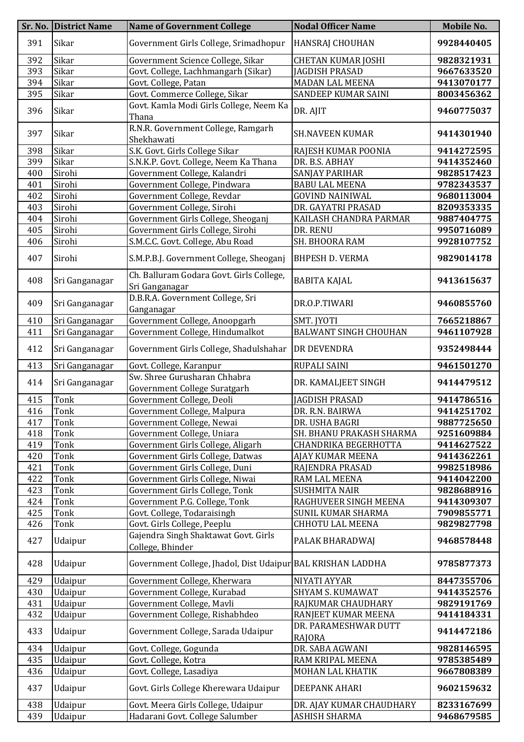| Sr. No. | District Name | Name of Government College | Nodal Officer Name | Mobile No. |
|---|---|---|---|---|
| 391 | Sikar | Government Girls College, Srimadhopur | HANSRAJ CHOUHAN | **9928440405** |
| 392 | Sikar | Government Science College, Sikar | CHETAN KUMAR JOSHI | **9828321931** |
| 393 | Sikar | Govt. College, Lachhmangarh (Sikar) | JAGDISH PRASAD | **9667633520** |
| 394 | Sikar | Govt. College, Patan | MADAN LAL MEENA | **9413070177** |
| 395 | Sikar | Govt. Commerce College, Sikar | SANDEEP KUMAR SAINI | **8003456362** |
| 396 | Sikar | Govt. Kamla Modi Girls College, Neem Ka Thana | DR. AJIT | **9460775037** |
| 397 | Sikar | R.N.R. Government College, Ramgarh Shekhawati | SH.NAVEEN KUMAR | **9414301940** |
| 398 | Sikar | S.K. Govt. Girls College Sikar | RAJESH KUMAR POONIA | **9414272595** |
| 399 | Sikar | S.N.K.P. Govt. College, Neem Ka Thana | DR. B.S. ABHAY | **9414352460** |
| 400 | Sirohi | Government College, Kalandri | SANJAY PARIHAR | **9828517423** |
| 401 | Sirohi | Government College, Pindwara | BABU LAL MEENA | **9782343537** |
| 402 | Sirohi | Government College, Revdar | GOVIND NAINIWAL | **9680113004** |
| 403 | Sirohi | Government College, Sirohi | DR. GAYATRI PRASAD | **8209353335** |
| 404 | Sirohi | Government Girls College, Sheoganj | KAILASH CHANDRA PARMAR | **9887404775** |
| 405 | Sirohi | Government Girls College, Sirohi | DR. RENU | **9950716089** |
| 406 | Sirohi | S.M.C.C. Govt. College, Abu Road | SH. BHOORA RAM | **9928107752** |
| 407 | Sirohi | S.M.P.B.J. Government College, Sheoganj | BHPESH D. VERMA | **9829014178** |
| 408 | Sri Ganganagar | Ch. Balluram Godara Govt. Girls College, Sri Ganganagar | BABITA KAJAL | **9413615637** |
| 409 | Sri Ganganagar | D.B.R.A. Government College, Sri Ganganagar | DR.O.P.TIWARI | **9460855760** |
| 410 | Sri Ganganagar | Government College, Anoopgarh | SMT. JYOTI | **7665218867** |
| 411 | Sri Ganganagar | Government College, Hindumalkot | BALWANT SINGH CHOUHAN | **9461107928** |
| 412 | Sri Ganganagar | Government Girls College, Shadulshahar | DR DEVENDRA | **9352498444** |
| 413 | Sri Ganganagar | Govt. College, Karanpur | RUPALI SAINI | **9461501270** |
| 414 | Sri Ganganagar | Sw. Shree Gurusharan Chhabra Government College Suratgarh | DR. KAMALJEET SINGH | **9414479512** |
| 415 | Tonk | Government College, Deoli | JAGDISH PRASAD | **9414786516** |
| 416 | Tonk | Government College, Malpura | DR. R.N. BAIRWA | **9414251702** |
| 417 | Tonk | Government College, Newai | DR. USHA BAGRI | **9887725650** |
| 418 | Tonk | Government College, Uniara | SH. BHANU PRAKASH SHARMA | **9251609884** |
| 419 | Tonk | Government Girls College, Aligarh | CHANDRIKA BEGERHOTTA | **9414627522** |
| 420 | Tonk | Government Girls College, Datwas | AJAY KUMAR MEENA | **9414362261** |
| 421 | Tonk | Government Girls College, Duni | RAJENDRA PRASAD | **9982518986** |
| 422 | Tonk | Government Girls College, Niwai | RAM LAL MEENA | **9414042200** |
| 423 | Tonk | Government Girls College, Tonk | SUSHMITA NAIR | **9828688916** |
| 424 | Tonk | Government P.G. College, Tonk | RAGHUVEER SINGH MEENA | **9414309307** |
| 425 | Tonk | Govt. College, Todaraisingh | SUNIL KUMAR SHARMA | **7909855771** |
| 426 | Tonk | Govt. Girls College, Peeplu | CHHOTU LAL MEENA | **9829827798** |
| 427 | Udaipur | Gajendra Singh Shaktawat Govt. Girls College, Bhinder | PALAK BHARADWAJ | **9468578448** |
| 428 | Udaipur | Government College, Jhadol, Dist Udaipur | BAL KRISHAN LADDHA | **9785877373** |
| 429 | Udaipur | Government College, Kherwara | NIYATI AYYAR | **8447355706** |
| 430 | Udaipur | Government College, Kurabad | SHYAM S. KUMAWAT | **9414352576** |
| 431 | Udaipur | Government College, Mavli | RAJKUMAR CHAUDHARY | **9829191769** |
| 432 | Udaipur | Government College, Rishabhdeo | RANJEET KUMAR MEENA | **9414184331** |
| 433 | Udaipur | Government College, Sarada Udaipur | DR. PARAMESHWAR DUTT RAJORA | **9414472186** |
| 434 | Udaipur | Govt. College, Gogunda | DR. SABA AGWANI | **9828146595** |
| 435 | Udaipur | Govt. College, Kotra | RAM KRIPAL MEENA | **9785385489** |
| 436 | Udaipur | Govt. College, Lasadiya | MOHAN LAL KHATIK | **9667808389** |
| 437 | Udaipur | Govt. Girls College Kherewara Udaipur | DEEPANK AHARI | **9602159632** |
| 438 | Udaipur | Govt. Meera Girls College, Udaipur | DR. AJAY KUMAR CHAUDHARY | **8233167699** |
| 439 | Udaipur | Hadarani Govt. College Salumber | ASHISH SHARMA | **9468679585** |